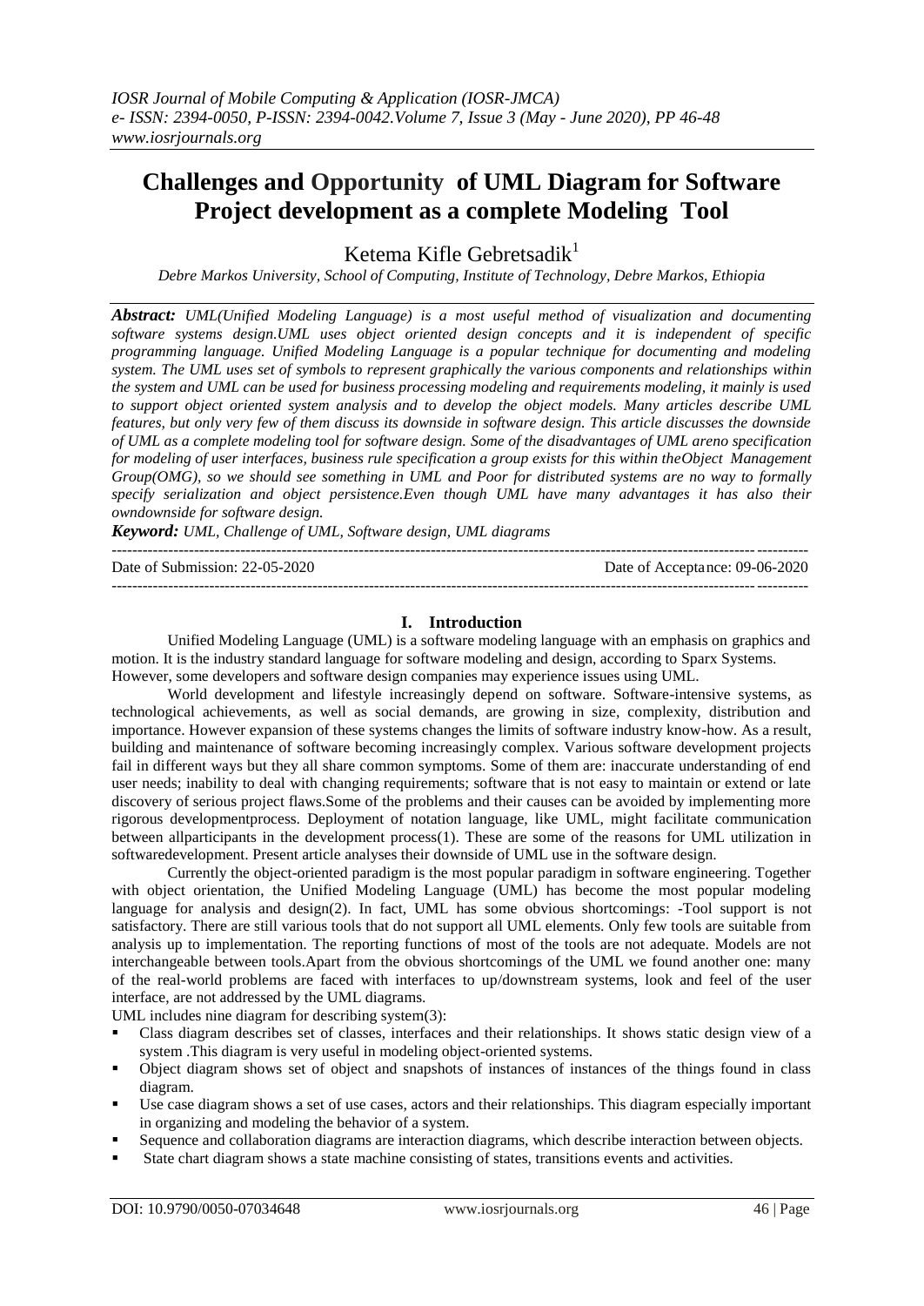# Challenges and Opportunity of UML Diagram for Software Project development as a complete Modeling Tool

Ketema Kifle Gebretsadik[1]

*Debre Markos University, School of Computing, Institute of Technology, Debre Markos, Ethiopia*

***Abstract:*** *UML(Unified Modeling Language) is a most useful method of visualization and documenting software systems design.UML uses object oriented design concepts and it is independent of specific programming language. Unified Modeling Language is a popular technique for documenting and modeling system. The UML uses set of symbols to represent graphically the various components and relationships within the system and UML can be used for business processing modeling and requirements modeling, it mainly is used to support object oriented system analysis and to develop the object models. Many articles describe UML features, but only very few of them discuss its downside in software design. This article discusses the downside of UML as a complete modeling tool for software design. Some of the disadvantages of UML areno specification for modeling of user interfaces, business rule specification a group exists for this within theObject Management Group(OMG), so we should see something in UML and Poor for distributed systems are no way to formally specify serialization and object persistence.Even though UML have many advantages it has also their owndownside for software design.*

***Keyword:*** *UML, Challenge of UML, Software design, UML diagrams*

---

Date of Submission: 22-05-2020 Date of Acceptance: 09-06-2020

---

## I. Introduction

Unified Modeling Language (UML) is a software modeling language with an emphasis on graphics and motion. It is the industry standard language for software modeling and design, according to Sparx Systems. However, some developers and software design companies may experience issues using UML.

World development and lifestyle increasingly depend on software. Software-intensive systems, as technological achievements, as well as social demands, are growing in size, complexity, distribution and importance. However expansion of these systems changes the limits of software industry know-how. As a result, building and maintenance of software becoming increasingly complex. Various software development projects fail in different ways but they all share common symptoms. Some of them are: inaccurate understanding of end user needs; inability to deal with changing requirements; software that is not easy to maintain or extend or late discovery of serious project flaws.Some of the problems and their causes can be avoided by implementing more rigorous developmentprocess. Deployment of notation language, like UML, might facilitate communication between allparticipants in the development process(1). These are some of the reasons for UML utilization in softwaredevelopment. Present article analyses their downside of UML use in the software design.

Currently the object-oriented paradigm is the most popular paradigm in software engineering. Together with object orientation, the Unified Modeling Language (UML) has become the most popular modeling language for analysis and design(2). In fact, UML has some obvious shortcomings: -Tool support is not satisfactory. There are still various tools that do not support all UML elements. Only few tools are suitable from analysis up to implementation. The reporting functions of most of the tools are not adequate. Models are not interchangeable between tools.Apart from the obvious shortcomings of the UML we found another one: many of the real-world problems are faced with interfaces to up/downstream systems, look and feel of the user interface, are not addressed by the UML diagrams.

UML includes nine diagram for describing system(3):

- Class diagram describes set of classes, interfaces and their relationships. It shows static design view of a system .This diagram is very useful in modeling object-oriented systems.
- Object diagram shows set of object and snapshots of instances of instances of the things found in class diagram.
- Use case diagram shows a set of use cases, actors and their relationships. This diagram especially important in organizing and modeling the behavior of a system.
- Sequence and collaboration diagrams are interaction diagrams, which describe interaction between objects.
- State chart diagram shows a state machine consisting of states, transitions events and activities.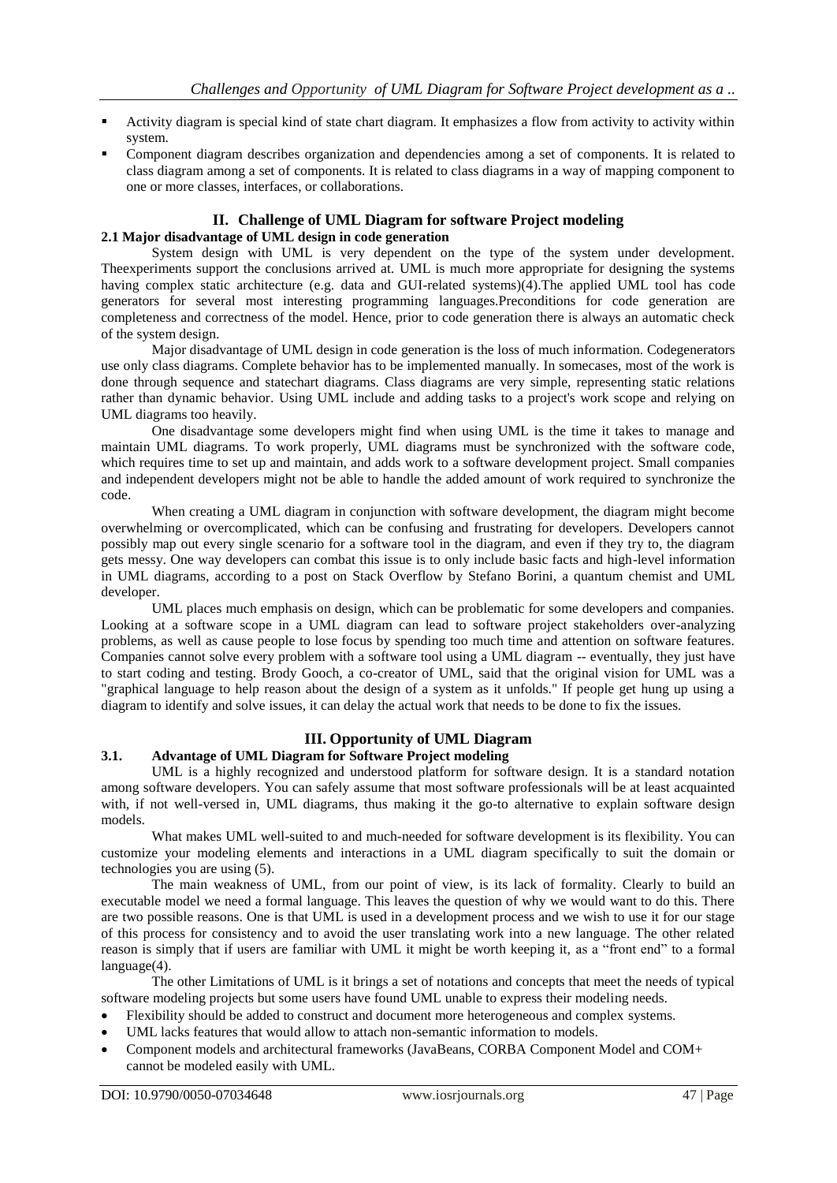- Activity diagram is special kind of state chart diagram. It emphasizes a flow from activity to activity within system.
- Component diagram describes organization and dependencies among a set of components. It is related to class diagram among a set of components. It is related to class diagrams in a way of mapping component to one or more classes, interfaces, or collaborations.

## II. Challenge of UML Diagram for software Project modeling

### 2.1 Major disadvantage of UML design in code generation

System design with UML is very dependent on the type of the system under development. Theexperiments support the conclusions arrived at. UML is much more appropriate for designing the systems having complex static architecture (e.g. data and GUI-related systems)(4).The applied UML tool has code generators for several most interesting programming languages.Preconditions for code generation are completeness and correctness of the model. Hence, prior to code generation there is always an automatic check of the system design.

Major disadvantage of UML design in code generation is the loss of much information. Codegenerators use only class diagrams. Complete behavior has to be implemented manually. In somecases, most of the work is done through sequence and statechart diagrams. Class diagrams are very simple, representing static relations rather than dynamic behavior. Using UML include and adding tasks to a project's work scope and relying on UML diagrams too heavily.

One disadvantage some developers might find when using UML is the time it takes to manage and maintain UML diagrams. To work properly, UML diagrams must be synchronized with the software code, which requires time to set up and maintain, and adds work to a software development project. Small companies and independent developers might not be able to handle the added amount of work required to synchronize the code.

When creating a UML diagram in conjunction with software development, the diagram might become overwhelming or overcomplicated, which can be confusing and frustrating for developers. Developers cannot possibly map out every single scenario for a software tool in the diagram, and even if they try to, the diagram gets messy. One way developers can combat this issue is to only include basic facts and high-level information in UML diagrams, according to a post on Stack Overflow by Stefano Borini, a quantum chemist and UML developer.

UML places much emphasis on design, which can be problematic for some developers and companies. Looking at a software scope in a UML diagram can lead to software project stakeholders over-analyzing problems, as well as cause people to lose focus by spending too much time and attention on software features. Companies cannot solve every problem with a software tool using a UML diagram -- eventually, they just have to start coding and testing. Brody Gooch, a co-creator of UML, said that the original vision for UML was a "graphical language to help reason about the design of a system as it unfolds." If people get hung up using a diagram to identify and solve issues, it can delay the actual work that needs to be done to fix the issues.

## III. Opportunity of UML Diagram

### 3.1. Advantage of UML Diagram for Software Project modeling

UML is a highly recognized and understood platform for software design. It is a standard notation among software developers. You can safely assume that most software professionals will be at least acquainted with, if not well-versed in, UML diagrams, thus making it the go-to alternative to explain software design models.

What makes UML well-suited to and much-needed for software development is its flexibility. You can customize your modeling elements and interactions in a UML diagram specifically to suit the domain or technologies you are using (5).

The main weakness of UML, from our point of view, is its lack of formality. Clearly to build an executable model we need a formal language. This leaves the question of why we would want to do this. There are two possible reasons. One is that UML is used in a development process and we wish to use it for our stage of this process for consistency and to avoid the user translating work into a new language. The other related reason is simply that if users are familiar with UML it might be worth keeping it, as a "front end" to a formal language(4).

The other Limitations of UML is it brings a set of notations and concepts that meet the needs of typical software modeling projects but some users have found UML unable to express their modeling needs.

- Flexibility should be added to construct and document more heterogeneous and complex systems.
- UML lacks features that would allow to attach non-semantic information to models.
- Component models and architectural frameworks (JavaBeans, CORBA Component Model and COM+ cannot be modeled easily with UML.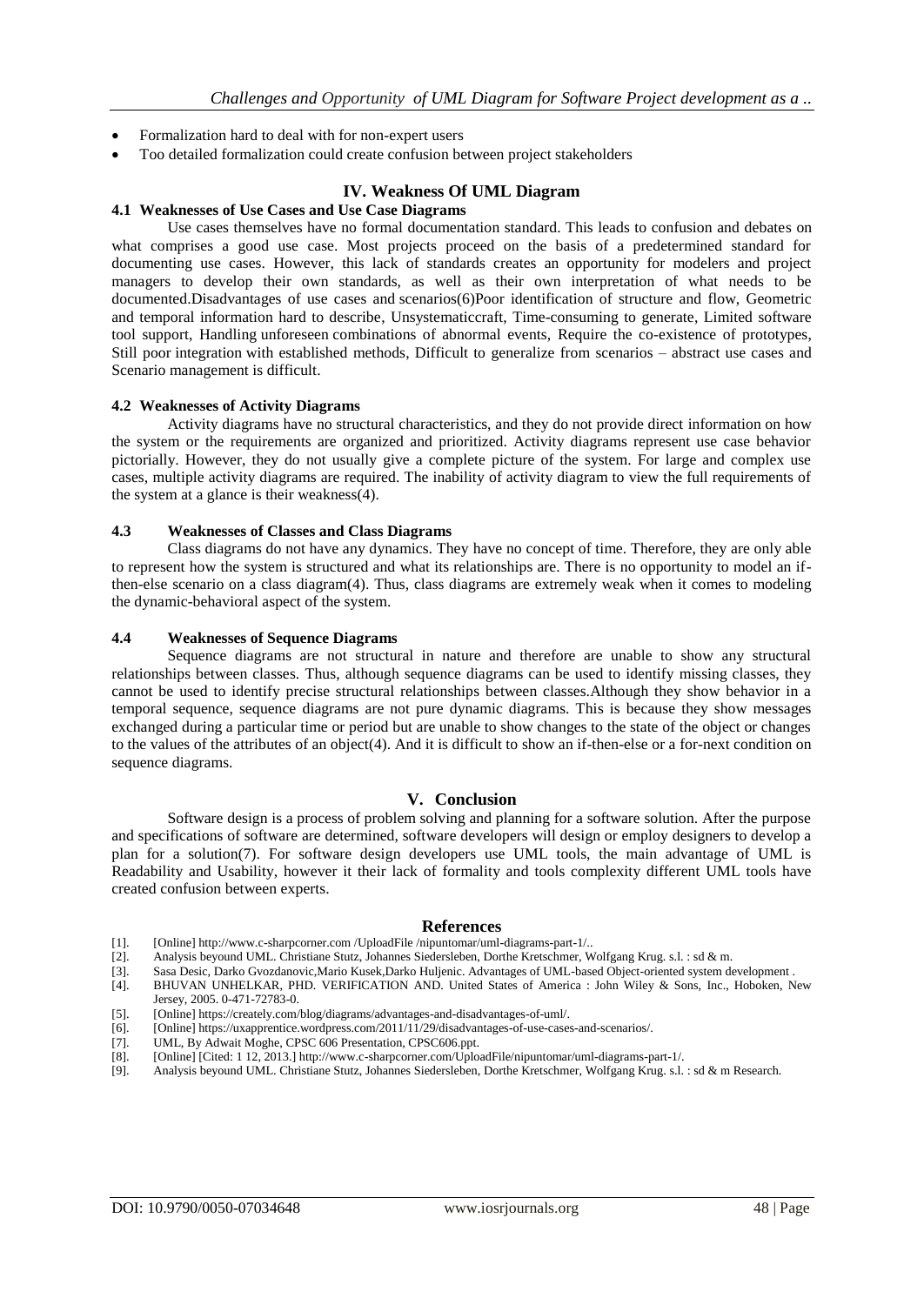- Formalization hard to deal with for non-expert users
- Too detailed formalization could create confusion between project stakeholders

## IV. Weakness Of UML Diagram

### 4.1 Weaknesses of Use Cases and Use Case Diagrams

Use cases themselves have no formal documentation standard. This leads to confusion and debates on what comprises a good use case. Most projects proceed on the basis of a predetermined standard for documenting use cases. However, this lack of standards creates an opportunity for modelers and project managers to develop their own standards, as well as their own interpretation of what needs to be documented.Disadvantages of use cases and scenarios(6)Poor identification of structure and flow, Geometric and temporal information hard to describe, Unsystematiccraft, Time-consuming to generate, Limited software tool support, Handling unforeseen combinations of abnormal events, Require the co-existence of prototypes, Still poor integration with established methods, Difficult to generalize from scenarios – abstract use cases and Scenario management is difficult.

### 4.2 Weaknesses of Activity Diagrams

Activity diagrams have no structural characteristics, and they do not provide direct information on how the system or the requirements are organized and prioritized. Activity diagrams represent use case behavior pictorially. However, they do not usually give a complete picture of the system. For large and complex use cases, multiple activity diagrams are required. The inability of activity diagram to view the full requirements of the system at a glance is their weakness(4).

### 4.3 Weaknesses of Classes and Class Diagrams

Class diagrams do not have any dynamics. They have no concept of time. Therefore, they are only able to represent how the system is structured and what its relationships are. There is no opportunity to model an if-then-else scenario on a class diagram(4). Thus, class diagrams are extremely weak when it comes to modeling the dynamic-behavioral aspect of the system.

### 4.4 Weaknesses of Sequence Diagrams

Sequence diagrams are not structural in nature and therefore are unable to show any structural relationships between classes. Thus, although sequence diagrams can be used to identify missing classes, they cannot be used to identify precise structural relationships between classes.Although they show behavior in a temporal sequence, sequence diagrams are not pure dynamic diagrams. This is because they show messages exchanged during a particular time or period but are unable to show changes to the state of the object or changes to the values of the attributes of an object(4). And it is difficult to show an if-then-else or a for-next condition on sequence diagrams.

## V. Conclusion

Software design is a process of problem solving and planning for a software solution. After the purpose and specifications of software are determined, software developers will design or employ designers to develop a plan for a solution(7). For software design developers use UML tools, the main advantage of UML is Readability and Usability, however it their lack of formality and tools complexity different UML tools have created confusion between experts.

## References

[1]. [Online] http://www.c-sharpcorner.com /UploadFile /nipuntomar/uml-diagrams-part-1/..

[2]. Analysis beyound UML. Christiane Stutz, Johannes Siedersleben, Dorthe Kretschmer, Wolfgang Krug. s.l. : sd & m.

[3]. Sasa Desic, Darko Gvozdanovic,Mario Kusek,Darko Huljenic. Advantages of UML-based Object-oriented system development .

[4]. BHUVAN UNHELKAR, PHD. VERIFICATION AND. United States of America : John Wiley & Sons, Inc., Hoboken, New Jersey, 2005. 0-471-72783-0.

[5]. [Online] https://creately.com/blog/diagrams/advantages-and-disadvantages-of-uml/.

[6]. [Online] https://uxapprentice.wordpress.com/2011/11/29/disadvantages-of-use-cases-and-scenarios/.

[7]. UML, By Adwait Moghe, CPSC 606 Presentation, CPSC606.ppt.

[8]. [Online] [Cited: 1 12, 2013.] http://www.c-sharpcorner.com/UploadFile/nipuntomar/uml-diagrams-part-1/.

[9]. Analysis beyound UML. Christiane Stutz, Johannes Siedersleben, Dorthe Kretschmer, Wolfgang Krug. s.l. : sd & m Research.